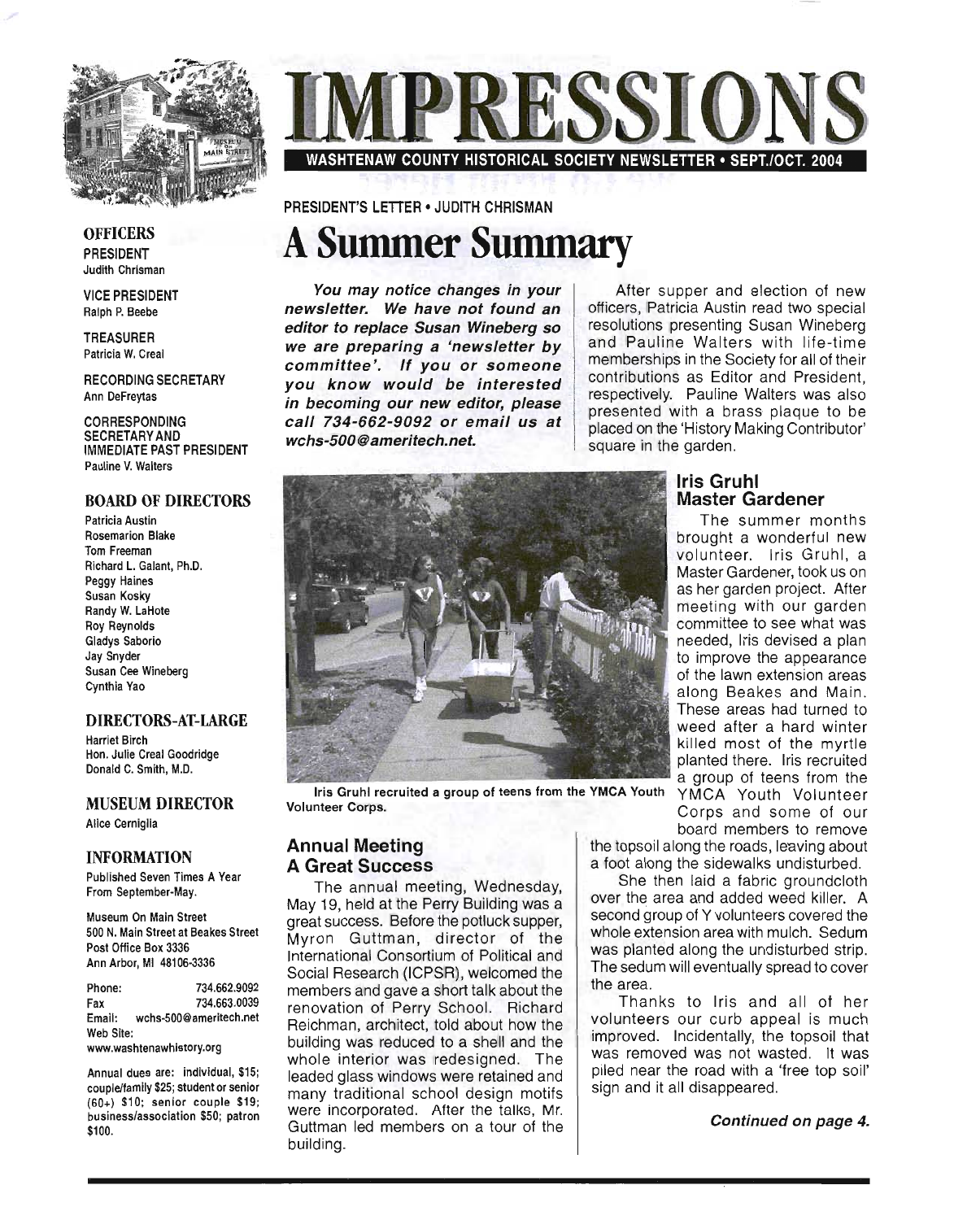# IMPRESSIONS

**WASHTENAW COUNTY HISTORICAL SOCIETY NEWSLETTER • SEPT./OCT. 2004**

PRESIDENT'S LETTER • JUDITH CHRISMAN

# A Summer Summary

***You may notice changes in your newsletter. We have not found an editor to replace Susan Wineberg so we are preparing a 'newsletter by committee'. If you or someone you know would be interested in becoming our new editor, please call 734-662-9092 or email us at wchs-500@ameritech.net.***

Iris Gruhl recruited a group of teens from the YMCA Youth Volunteer Corps.

### Annual Meeting A Great Success

The annual meeting, Wednesday, May 19, held at the Perry Building was a great success. Before the potluck supper, Myron Guttman, director of the International Consortium of Political and Social Research (ICPSR), welcomed the members and gave a short talk about the renovation of Perry School. Richard Reichman, architect, told about how the building was reduced to a shell and the whole interior was redesigned. The leaded glass windows were retained and many traditional school design motifs were incorporated. After the talks, Mr. Guttman led members on a tour of the building.

After supper and election of new officers, Patricia Austin read two special resolutions presenting Susan Wineberg and Pauline Walters with life-time memberships in the Society for all of their contributions as Editor and President, respectively. Pauline Walters was also presented with a brass plaque to be placed on the 'History Making Contributor' square in the garden.

### Iris Gruhl Master Gardener

The summer months brought a wonderful new volunteer. Iris Gruhl, a Master Gardener, took us on as her garden project. After meeting with our garden committee to see what was needed, Iris devised a plan to improve the appearance of the lawn extension areas along Beakes and Main. These areas had turned to weed after a hard winter killed most of the myrtle planted there. Iris recruited a group of teens from the YMCA Youth Volunteer Corps and some of our board members to remove the topsoil along the roads, leaving about a foot along the sidewalks undisturbed.

She then laid a fabric groundcloth over the area and added weed killer. A second group of Y volunteers covered the whole extension area with mulch. Sedum was planted along the undisturbed strip. The sedum will eventually spread to cover the area.

Thanks to Iris and all of her volunteers our curb appeal is much improved. Incidentally, the topsoil that was removed was not wasted. It was piled near the road with a 'free top soil' sign and it all disappeared.

***Continued on page 4.***

---

**OFFICERS**

PRESIDENT
Judith Chrisman

VICE PRESIDENT
Ralph P. Beebe

TREASURER
Patricia W. Creal

RECORDING SECRETARY
Ann DeFreytas

CORRESPONDING SECRETARY AND IMMEDIATE PAST PRESIDENT
Pauline V. Walters

**BOARD OF DIRECTORS**

Patricia Austin
Rosemarion Blake
Tom Freeman
Richard L. Galant, Ph.D.
Peggy Haines
Susan Kosky
Randy W. LaHote
Roy Reynolds
Gladys Saborio
Jay Snyder
Susan Cee Wineberg
Cynthia Yao

**DIRECTORS-AT-LARGE**

Harriet Birch
Hon. Julie Creal Goodridge
Donald C. Smith, M.D.

**MUSEUM DIRECTOR**

Alice Cerniglia

**INFORMATION**

Published Seven Times A Year From September-May.

Museum On Main Street
500 N. Main Street at Beakes Street
Post Office Box 3336
Ann Arbor, MI 48106-3336

Phone: 734.662.9092
Fax 734.663.0039
Email: wchs-500@ameritech.net
Web Site: www.washtenawhistory.org

Annual dues are: individual, $15; couple/family $25; student or senior (60+) $10; senior couple $19; business/association $50; patron $100.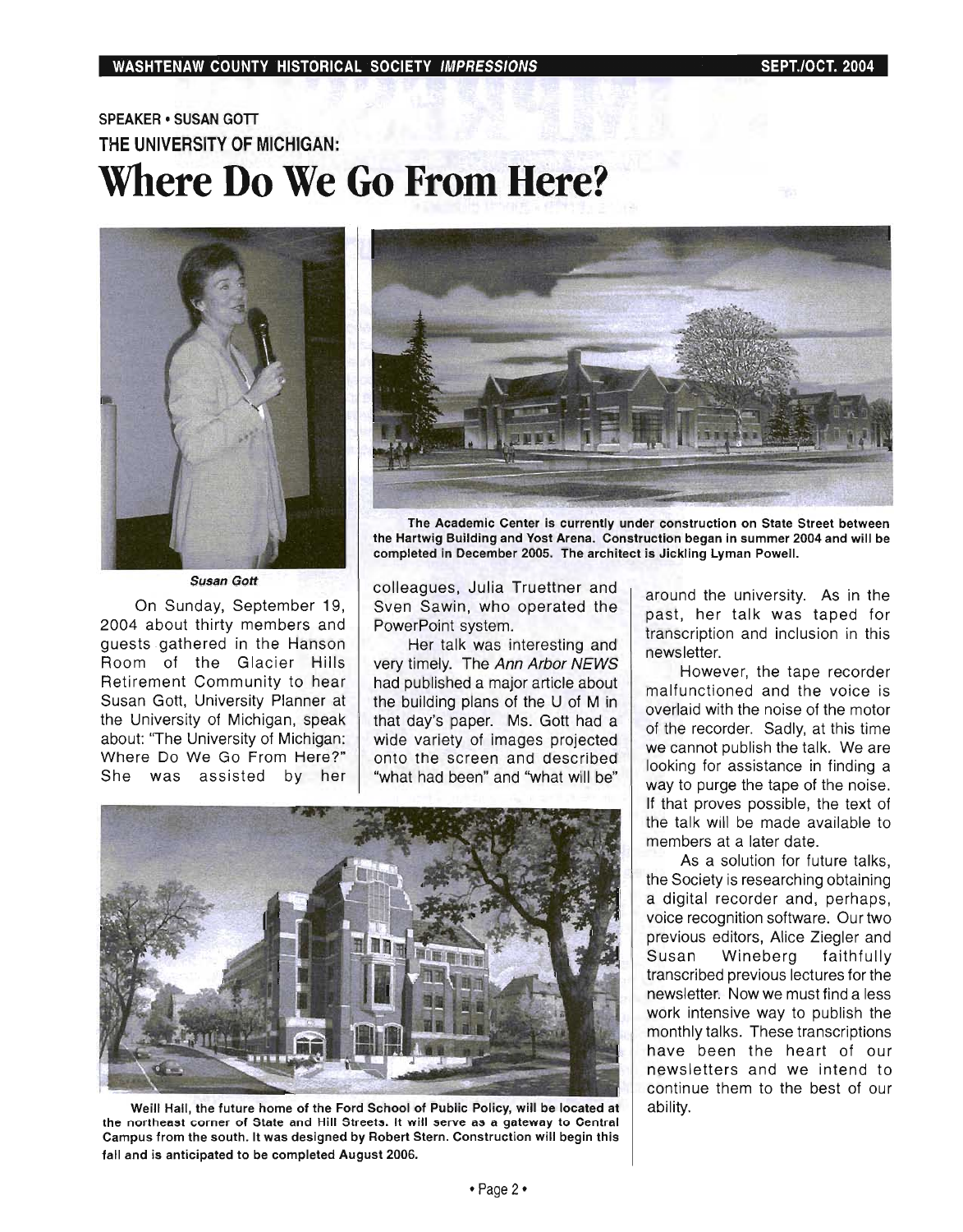SPEAKER • SUSAN GOTT

THE UNIVERSITY OF MICHIGAN:

# Where Do We Go From Here?

*Susan Gott*

The Academic Center is currently under construction on State Street between the Hartwig Building and Yost Arena. Construction began in summer 2004 and will be completed in December 2005. The architect is Jickling Lyman Powell.

On Sunday, September 19, 2004 about thirty members and guests gathered in the Hanson Room of the Glacier Hills Retirement Community to hear Susan Gott, University Planner at the University of Michigan, speak about: "The University of Michigan: Where Do We Go From Here?" She was assisted by her colleagues, Julia Truettner and Sven Sawin, who operated the PowerPoint system.

Her talk was interesting and very timely. The *Ann Arbor NEWS* had published a major article about the building plans of the U of M in that day's paper. Ms. Gott had a wide variety of images projected onto the screen and described "what had been" and "what will be" around the university. As in the past, her talk was taped for transcription and inclusion in this newsletter.

However, the tape recorder malfunctioned and the voice is overlaid with the noise of the motor of the recorder. Sadly, at this time we cannot publish the talk. We are looking for assistance in finding a way to purge the tape of the noise. If that proves possible, the text of the talk will be made available to members at a later date.

As a solution for future talks, the Society is researching obtaining a digital recorder and, perhaps, voice recognition software. Our two previous editors, Alice Ziegler and Susan Wineberg faithfully transcribed previous lectures for the newsletter. Now we must find a less work intensive way to publish the monthly talks. These transcriptions have been the heart of our newsletters and we intend to continue them to the best of our ability.

Weill Hall, the future home of the Ford School of Public Policy, will be located at the northeast corner of State and Hill Streets. It will serve as a gateway to Central Campus from the south. It was designed by Robert Stern. Construction will begin this fall and is anticipated to be completed August 2006.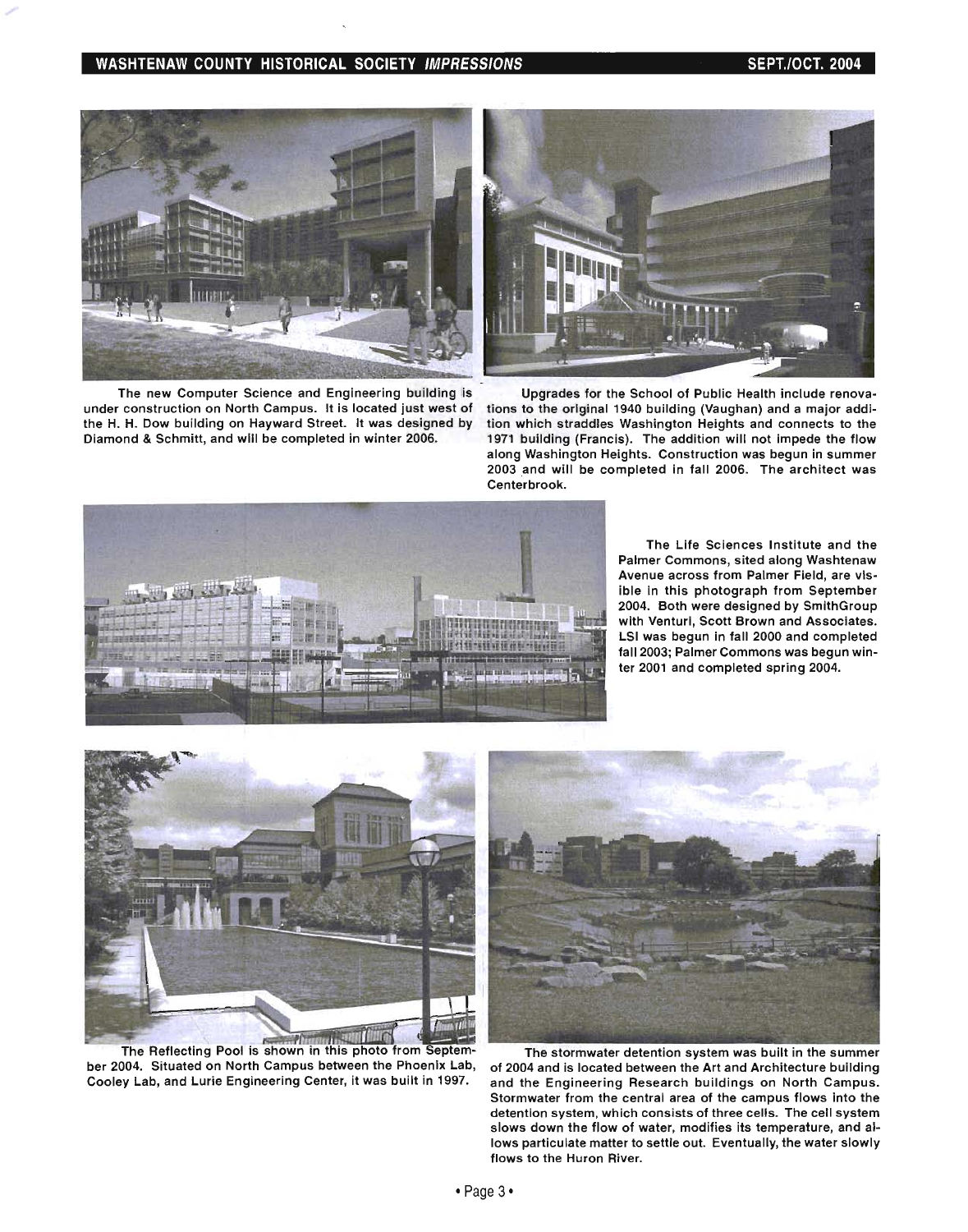The new Computer Science and Engineering building is under construction on North Campus. It is located just west of the H. H. Dow building on Hayward Street. It was designed by Diamond & Schmitt, and will be completed in winter 2006.

Upgrades for the School of Public Health include renovations to the original 1940 building (Vaughan) and a major addition which straddles Washington Heights and connects to the 1971 building (Francis). The addition will not impede the flow along Washington Heights. Construction was begun in summer 2003 and will be completed in fall 2006. The architect was Centerbrook.

The Life Sciences Institute and the Palmer Commons, sited along Washtenaw Avenue across from Palmer Field, are visible in this photograph from September 2004. Both were designed by SmithGroup with Venturi, Scott Brown and Associates. LSI was begun in fall 2000 and completed fall 2003; Palmer Commons was begun winter 2001 and completed spring 2004.

The Reflecting Pool is shown in this photo from September 2004. Situated on North Campus between the Phoenix Lab, Cooley Lab, and Lurie Engineering Center, it was built in 1997.

The stormwater detention system was built in the summer of 2004 and is located between the Art and Architecture building and the Engineering Research buildings on North Campus. Stormwater from the central area of the campus flows into the detention system, which consists of three cells. The cell system slows down the flow of water, modifies its temperature, and allows particulate matter to settle out. Eventually, the water slowly flows to the Huron River.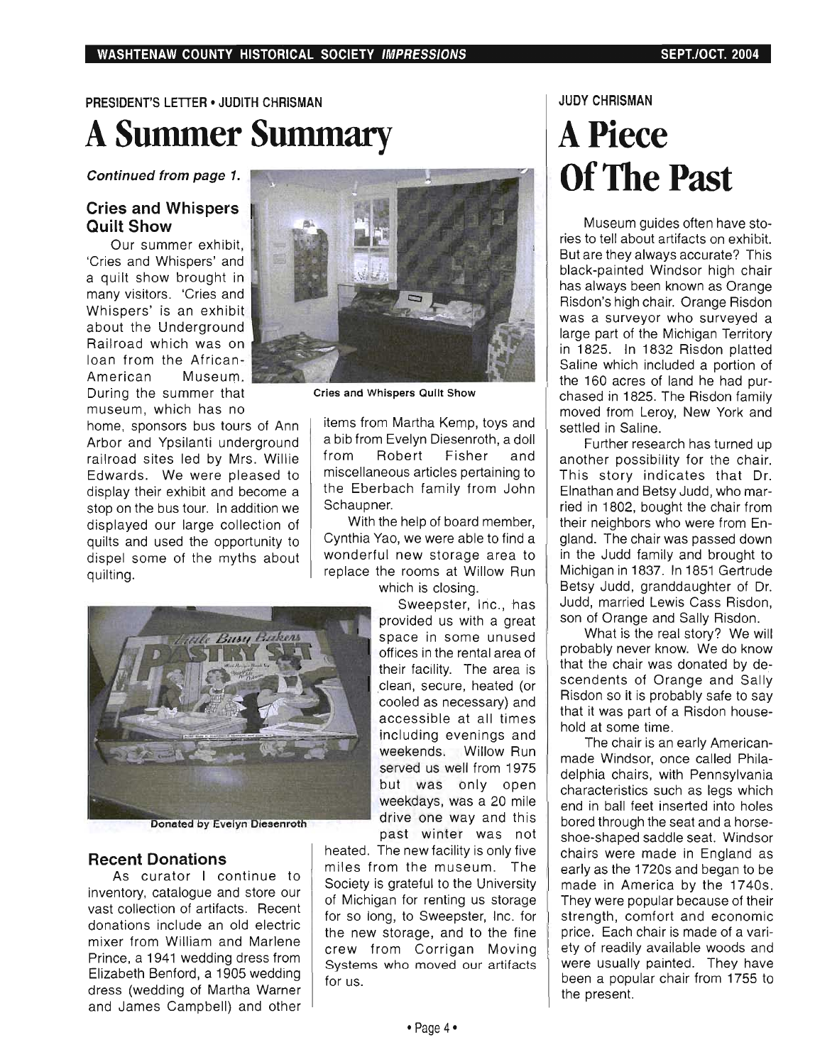PRESIDENT'S LETTER • JUDITH CHRISMAN

# A Summer Summary

*Continued from page 1.*

### Cries and Whispers Quilt Show

Our summer exhibit, 'Cries and Whispers' and a quilt show brought in many visitors. 'Cries and Whispers' is an exhibit about the Underground Railroad which was on loan from the African-American Museum. During the summer that museum, which has no home, sponsors bus tours of Ann Arbor and Ypsilanti underground railroad sites led by Mrs. Willie Edwards. We were pleased to display their exhibit and become a stop on the bus tour. In addition we displayed our large collection of quilts and used the opportunity to dispel some of the myths about quilting.

Cries and Whispers Quilt Show

### Recent Donations

As curator I continue to inventory, catalogue and store our vast collection of artifacts. Recent donations include an old electric mixer from William and Marlene Prince, a 1941 wedding dress from Elizabeth Benford, a 1905 wedding dress (wedding of Martha Warner and James Campbell) and other items from Martha Kemp, toys and a bib from Evelyn Diesenroth, a doll from Robert Fisher and miscellaneous articles pertaining to the Eberbach family from John Schaupner.

Donated by Evelyn Diesenroth

With the help of board member, Cynthia Yao, we were able to find a wonderful new storage area to replace the rooms at Willow Run which is closing.

Sweepster, Inc., has provided us with a great space in some unused offices in the rental area of their facility. The area is clean, secure, heated (or cooled as necessary) and accessible at all times including evenings and weekends. Willow Run served us well from 1975 but was only open weekdays, was a 20 mile drive one way and this past winter was not heated. The new facility is only five miles from the museum. The Society is grateful to the University of Michigan for renting us storage for so long, to Sweepster, Inc. for the new storage, and to the fine crew from Corrigan Moving Systems who moved our artifacts for us.

JUDY CHRISMAN

# A Piece Of The Past

Museum guides often have stories to tell about artifacts on exhibit. But are they always accurate? This black-painted Windsor high chair has always been known as Orange Risdon's high chair. Orange Risdon was a surveyor who surveyed a large part of the Michigan Territory in 1825. In 1832 Risdon platted Saline which included a portion of the 160 acres of land he had purchased in 1825. The Risdon family moved from Leroy, New York and settled in Saline.

Further research has turned up another possibility for the chair. This story indicates that Dr. Elnathan and Betsy Judd, who married in 1802, bought the chair from their neighbors who were from England. The chair was passed down in the Judd family and brought to Michigan in 1837. In 1851 Gertrude Betsy Judd, granddaughter of Dr. Judd, married Lewis Cass Risdon, son of Orange and Sally Risdon.

What is the real story? We will probably never know. We do know that the chair was donated by descendents of Orange and Sally Risdon so it is probably safe to say that it was part of a Risdon household at some time.

The chair is an early American-made Windsor, once called Philadelphia chairs, with Pennsylvania characteristics such as legs which end in ball feet inserted into holes bored through the seat and a horseshoe-shaped saddle seat. Windsor chairs were made in England as early as the 1720s and began to be made in America by the 1740s. They were popular because of their strength, comfort and economic price. Each chair is made of a variety of readily available woods and were usually painted. They have been a popular chair from 1755 to the present.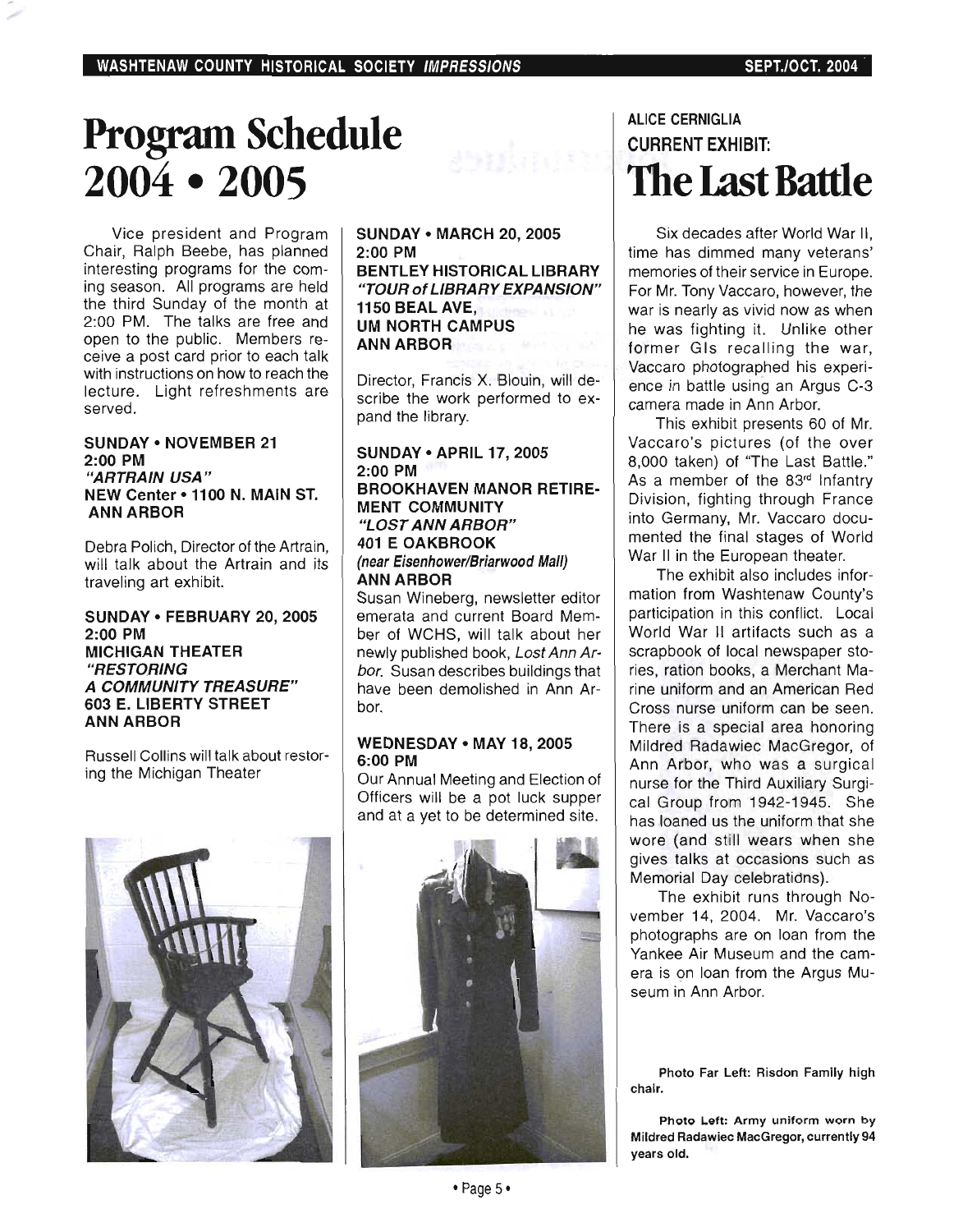# Program Schedule 2004 • 2005

Vice president and Program Chair, Ralph Beebe, has planned interesting programs for the coming season. All programs are held the third Sunday of the month at 2:00 PM. The talks are free and open to the public. Members receive a post card prior to each talk with instructions on how to reach the lecture. Light refreshments are served.

**SUNDAY • NOVEMBER 21**
**2:00 PM**
***"ARTRAIN USA"***
**NEW Center • 1100 N. MAIN ST.**
**ANN ARBOR**

Debra Polich, Director of the Artrain, will talk about the Artrain and its traveling art exhibit.

**SUNDAY • FEBRUARY 20, 2005**
**2:00 PM**
**MICHIGAN THEATER**
***"RESTORING A COMMUNITY TREASURE"***
**603 E. LIBERTY STREET**
**ANN ARBOR**

Russell Collins will talk about restoring the Michigan Theater

**SUNDAY • MARCH 20, 2005**
**2:00 PM**
**BENTLEY HISTORICAL LIBRARY**
***"TOUR of LIBRARY EXPANSION"***
**1150 BEAL AVE,**
**UM NORTH CAMPUS**
**ANN ARBOR**

Director, Francis X. Blouin, will describe the work performed to expand the library.

**SUNDAY • APRIL 17, 2005**
**2:00 PM**
**BROOKHAVEN MANOR RETIREMENT COMMUNITY**
***"LOST ANN ARBOR"***
**401 E OAKBROOK**
***(near Eisenhower/Briarwood Mall)***
**ANN ARBOR**

Susan Wineberg, newsletter editor emerata and current Board Member of WCHS, will talk about her newly published book, *Lost Ann Arbor.* Susan describes buildings that have been demolished in Ann Arbor.

**WEDNESDAY • MAY 18, 2005**
**6:00 PM**

Our Annual Meeting and Election of Officers will be a pot luck supper and at a yet to be determined site.

**ALICE CERNIGLIA**
**CURRENT EXHIBIT:**

# The Last Battle

Six decades after World War II, time has dimmed many veterans' memories of their service in Europe. For Mr. Tony Vaccaro, however, the war is nearly as vivid now as when he was fighting it. Unlike other former GIs recalling the war, Vaccaro photographed his experience in battle using an Argus C-3 camera made in Ann Arbor.

This exhibit presents 60 of Mr. Vaccaro's pictures (of the over 8,000 taken) of "The Last Battle." As a member of the 83rd Infantry Division, fighting through France into Germany, Mr. Vaccaro documented the final stages of World War II in the European theater.

The exhibit also includes information from Washtenaw County's participation in this conflict. Local World War II artifacts such as a scrapbook of local newspaper stories, ration books, a Merchant Marine uniform and an American Red Cross nurse uniform can be seen. There is a special area honoring Mildred Radawiec MacGregor, of Ann Arbor, who was a surgical nurse for the Third Auxiliary Surgical Group from 1942-1945. She has loaned us the uniform that she wore (and still wears when she gives talks at occasions such as Memorial Day celebrations).

The exhibit runs through November 14, 2004. Mr. Vaccaro's photographs are on loan from the Yankee Air Museum and the camera is on loan from the Argus Museum in Ann Arbor.

**Photo Far Left: Risdon Family high chair.**

**Photo Left: Army uniform worn by Mildred Radawiec MacGregor, currently 94 years old.**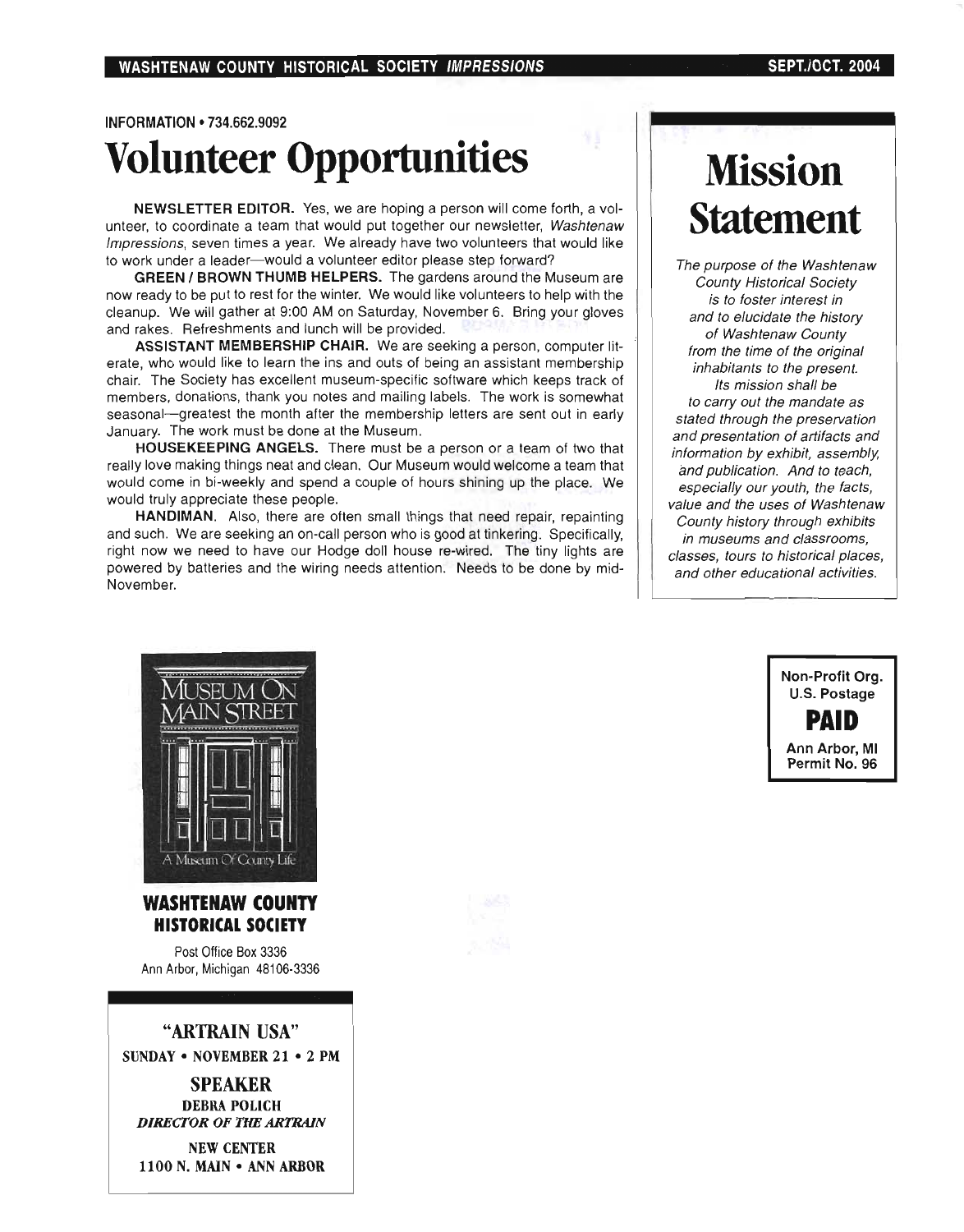INFORMATION • 734.662.9092

# Volunteer Opportunities

**NEWSLETTER EDITOR.** Yes, we are hoping a person will come forth, a volunteer, to coordinate a team that would put together our newsletter, *Washtenaw Impressions*, seven times a year. We already have two volunteers that would like to work under a leader—would a volunteer editor please step forward?

**GREEN / BROWN THUMB HELPERS.** The gardens around the Museum are now ready to be put to rest for the winter. We would like volunteers to help with the cleanup. We will gather at 9:00 AM on Saturday, November 6. Bring your gloves and rakes. Refreshments and lunch will be provided.

**ASSISTANT MEMBERSHIP CHAIR.** We are seeking a person, computer literate, who would like to learn the ins and outs of being an assistant membership chair. The Society has excellent museum-specific software which keeps track of members, donations, thank you notes and mailing labels. The work is somewhat seasonal—greatest the month after the membership letters are sent out in early January. The work must be done at the Museum.

**HOUSEKEEPING ANGELS.** There must be a person or a team of two that really love making things neat and clean. Our Museum would welcome a team that would come in bi-weekly and spend a couple of hours shining up the place. We would truly appreciate these people.

**HANDIMAN.** Also, there are often small things that need repair, repainting and such. We are seeking an on-call person who is good at tinkering. Specifically, right now we need to have our Hodge doll house re-wired. The tiny lights are powered by batteries and the wiring needs attention. Needs to be done by mid-November.

# Mission Statement

*The purpose of the Washtenaw County Historical Society is to foster interest in and to elucidate the history of Washtenaw County from the time of the original inhabitants to the present. Its mission shall be to carry out the mandate as stated through the preservation and presentation of artifacts and information by exhibit, assembly, and publication. And to teach, especially our youth, the facts, value and the uses of Washtenaw County history through exhibits in museums and classrooms, classes, tours to historical places, and other educational activities.*

MUSEUM ON MAIN STREET

A Museum Of County Life

**WASHTENAW COUNTY HISTORICAL SOCIETY**

Post Office Box 3336
Ann Arbor, Michigan 48106-3336

Non-Profit Org.
U.S. Postage
**PAID**
Ann Arbor, MI
Permit No. 96

**"ARTRAIN USA"**

**SUNDAY • NOVEMBER 21 • 2 PM**

**SPEAKER**

**DEBRA POLICH**
***DIRECTOR OF THE ARTRAIN***

**NEW CENTER**
**1100 N. MAIN • ANN ARBOR**